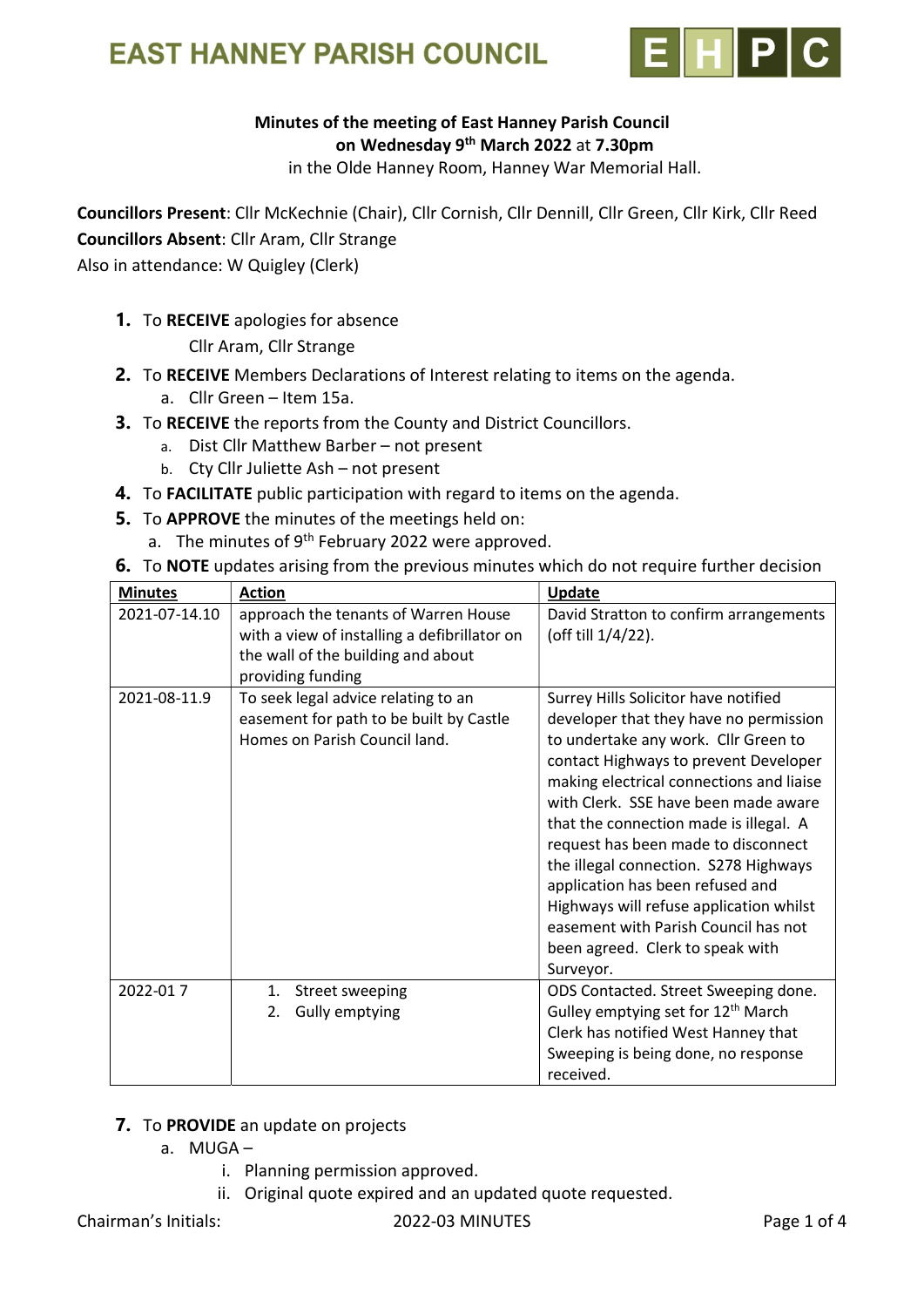# EAST HANNEY PARISH COUNCIL

**Minutes of the meeting of East Hanney Parish Council**
**on Wednesday 9th March 2022** at **7.30pm**
in the Olde Hanney Room, Hanney War Memorial Hall.

**Councillors Present**: Cllr McKechnie (Chair), Cllr Cornish, Cllr Dennill, Cllr Green, Cllr Kirk, Cllr Reed
**Councillors Absent**: Cllr Aram, Cllr Strange
Also in attendance: W Quigley (Clerk)

1. To **RECEIVE** apologies for absence
   Cllr Aram, Cllr Strange
2. To **RECEIVE** Members Declarations of Interest relating to items on the agenda.
   a. Cllr Green – Item 15a.
3. To **RECEIVE** the reports from the County and District Councillors.
   a. Dist Cllr Matthew Barber – not present
   b. Cty Cllr Juliette Ash – not present
4. To **FACILITATE** public participation with regard to items on the agenda.
5. To **APPROVE** the minutes of the meetings held on:
   a. The minutes of 9th February 2022 were approved.
6. To **NOTE** updates arising from the previous minutes which do not require further decision

| Minutes | Action | Update |
|---|---|---|
| 2021-07-14.10 | approach the tenants of Warren House with a view of installing a defibrillator on the wall of the building and about providing funding | David Stratton to confirm arrangements (off till 1/4/22). |
| 2021-08-11.9 | To seek legal advice relating to an easement for path to be built by Castle Homes on Parish Council land. | Surrey Hills Solicitor have notified developer that they have no permission to undertake any work. Cllr Green to contact Highways to prevent Developer making electrical connections and liaise with Clerk. SSE have been made aware that the connection made is illegal. A request has been made to disconnect the illegal connection. S278 Highways application has been refused and Highways will refuse application whilst easement with Parish Council has not been agreed. Clerk to speak with Surveyor. |
| 2022-01 7 | 1. Street sweeping<br>2. Gully emptying | ODS Contacted. Street Sweeping done. Gulley emptying set for 12th March Clerk has notified West Hanney that Sweeping is being done, no response received. |

7. To **PROVIDE** an update on projects
   a. MUGA –
      i. Planning permission approved.
      ii. Original quote expired and an updated quote requested.

Chairman's Initials: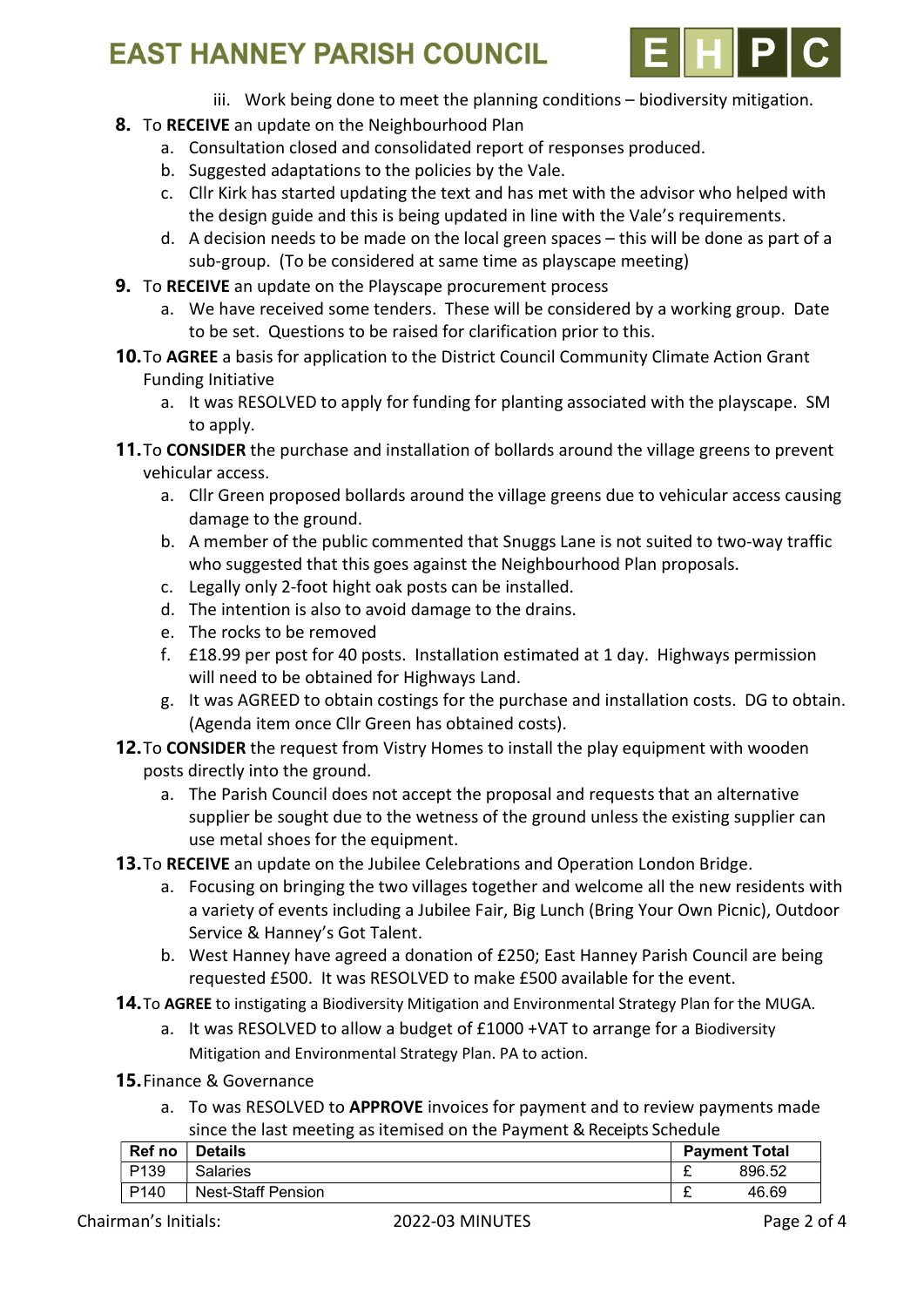iii. Work being done to meet the planning conditions – biodiversity mitigation.

8. To **RECEIVE** an update on the Neighbourhood Plan
   a. Consultation closed and consolidated report of responses produced.
   b. Suggested adaptations to the policies by the Vale.
   c. Cllr Kirk has started updating the text and has met with the advisor who helped with the design guide and this is being updated in line with the Vale's requirements.
   d. A decision needs to be made on the local green spaces – this will be done as part of a sub-group. (To be considered at same time as playscape meeting)

9. To **RECEIVE** an update on the Playscape procurement process
   a. We have received some tenders. These will be considered by a working group. Date to be set. Questions to be raised for clarification prior to this.

10. To **AGREE** a basis for application to the District Council Community Climate Action Grant Funding Initiative
    a. It was RESOLVED to apply for funding for planting associated with the playscape. SM to apply.

11. To **CONSIDER** the purchase and installation of bollards around the village greens to prevent vehicular access.
    a. Cllr Green proposed bollards around the village greens due to vehicular access causing damage to the ground.
    b. A member of the public commented that Snuggs Lane is not suited to two-way traffic who suggested that this goes against the Neighbourhood Plan proposals.
    c. Legally only 2-foot hight oak posts can be installed.
    d. The intention is also to avoid damage to the drains.
    e. The rocks to be removed
    f. £18.99 per post for 40 posts. Installation estimated at 1 day. Highways permission will need to be obtained for Highways Land.
    g. It was AGREED to obtain costings for the purchase and installation costs. DG to obtain. (Agenda item once Cllr Green has obtained costs).

12. To **CONSIDER** the request from Vistry Homes to install the play equipment with wooden posts directly into the ground.
    a. The Parish Council does not accept the proposal and requests that an alternative supplier be sought due to the wetness of the ground unless the existing supplier can use metal shoes for the equipment.

13. To **RECEIVE** an update on the Jubilee Celebrations and Operation London Bridge.
    a. Focusing on bringing the two villages together and welcome all the new residents with a variety of events including a Jubilee Fair, Big Lunch (Bring Your Own Picnic), Outdoor Service & Hanney's Got Talent.
    b. West Hanney have agreed a donation of £250; East Hanney Parish Council are being requested £500. It was RESOLVED to make £500 available for the event.

14. To **AGREE** to instigating a Biodiversity Mitigation and Environmental Strategy Plan for the MUGA.
    a. It was RESOLVED to allow a budget of £1000 +VAT to arrange for a Biodiversity Mitigation and Environmental Strategy Plan. PA to action.

15. Finance & Governance
    a. To was RESOLVED to **APPROVE** invoices for payment and to review payments made since the last meeting as itemised on the Payment & Receipts Schedule

| Ref no | Details | Payment Total | |
|---|---|---|---|
| P139 | Salaries | £ | 896.52 |
| P140 | Nest-Staff Pension | £ | 46.69 |

Chairman's Initials: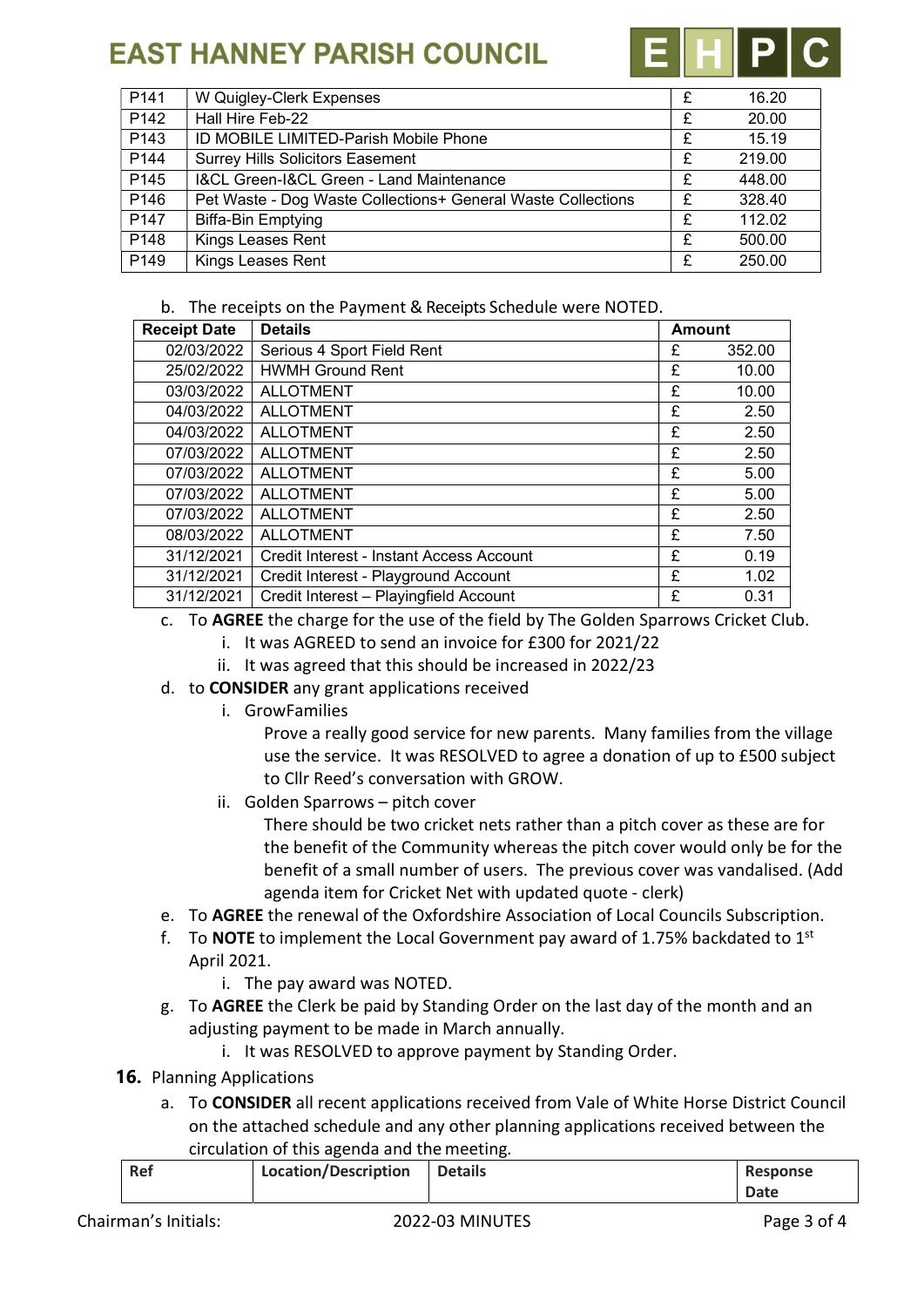| P141 | W Quigley-Clerk Expenses | £ | 16.20 |
|---|---|---|---|
| P142 | Hall Hire Feb-22 | £ | 20.00 |
| P143 | ID MOBILE LIMITED-Parish Mobile Phone | £ | 15.19 |
| P144 | Surrey Hills Solicitors Easement | £ | 219.00 |
| P145 | I&CL Green-I&CL Green - Land Maintenance | £ | 448.00 |
| P146 | Pet Waste - Dog Waste Collections+ General Waste Collections | £ | 328.40 |
| P147 | Biffa-Bin Emptying | £ | 112.02 |
| P148 | Kings Leases Rent | £ | 500.00 |
| P149 | Kings Leases Rent | £ | 250.00 |

b. The receipts on the Payment & Receipts Schedule were NOTED.

| Receipt Date | Details | Amount | |
|---|---|---|---|
| 02/03/2022 | Serious 4 Sport Field Rent | £ | 352.00 |
| 25/02/2022 | HWMH Ground Rent | £ | 10.00 |
| 03/03/2022 | ALLOTMENT | £ | 10.00 |
| 04/03/2022 | ALLOTMENT | £ | 2.50 |
| 04/03/2022 | ALLOTMENT | £ | 2.50 |
| 07/03/2022 | ALLOTMENT | £ | 2.50 |
| 07/03/2022 | ALLOTMENT | £ | 5.00 |
| 07/03/2022 | ALLOTMENT | £ | 5.00 |
| 07/03/2022 | ALLOTMENT | £ | 2.50 |
| 08/03/2022 | ALLOTMENT | £ | 7.50 |
| 31/12/2021 | Credit Interest - Instant Access Account | £ | 0.19 |
| 31/12/2021 | Credit Interest - Playground Account | £ | 1.02 |
| 31/12/2021 | Credit Interest – Playingfield Account | £ | 0.31 |

c. To **AGREE** the charge for the use of the field by The Golden Sparrows Cricket Club.
   i. It was AGREED to send an invoice for £300 for 2021/22
   ii. It was agreed that this should be increased in 2022/23

d. to **CONSIDER** any grant applications received
   i. GrowFamilies
      Prove a really good service for new parents. Many families from the village use the service. It was RESOLVED to agree a donation of up to £500 subject to Cllr Reed's conversation with GROW.
   ii. Golden Sparrows – pitch cover
      There should be two cricket nets rather than a pitch cover as these are for the benefit of the Community whereas the pitch cover would only be for the benefit of a small number of users. The previous cover was vandalised. (Add agenda item for Cricket Net with updated quote - clerk)

e. To **AGREE** the renewal of the Oxfordshire Association of Local Councils Subscription.

f. To **NOTE** to implement the Local Government pay award of 1.75% backdated to 1st April 2021.
   i. The pay award was NOTED.

g. To **AGREE** the Clerk be paid by Standing Order on the last day of the month and an adjusting payment to be made in March annually.
   i. It was RESOLVED to approve payment by Standing Order.

**16.** Planning Applications

a. To **CONSIDER** all recent applications received from Vale of White Horse District Council on the attached schedule and any other planning applications received between the circulation of this agenda and the meeting.

| Ref | Location/Description | Details | Response Date |
|---|---|---|---|

Chairman's Initials: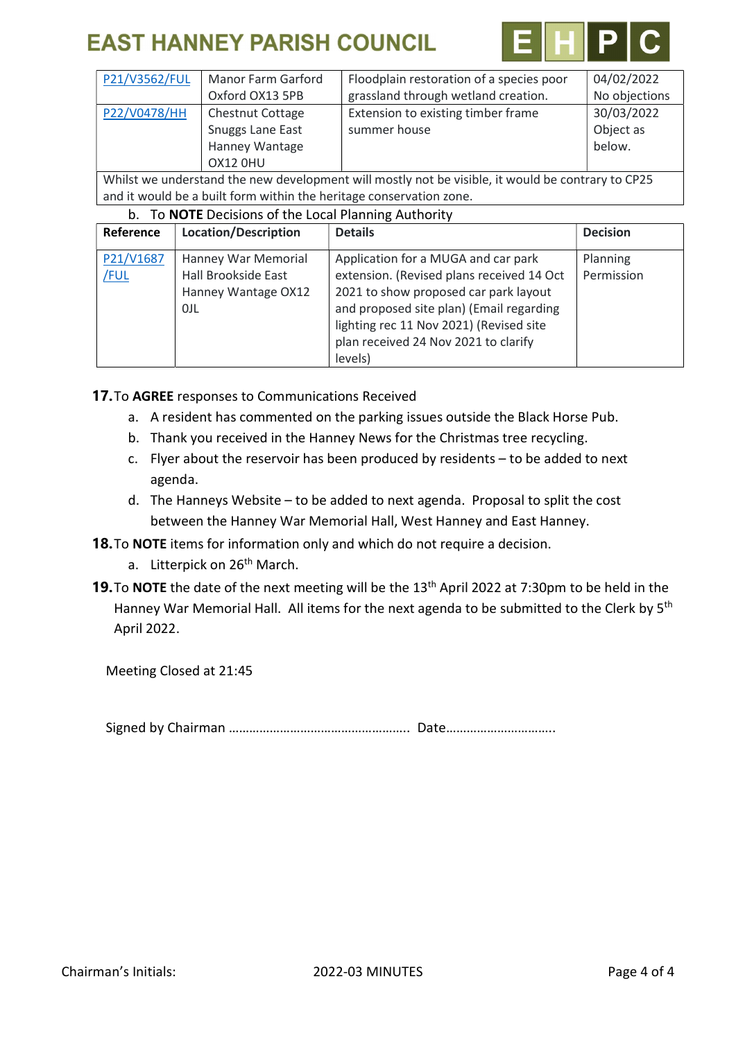| | | | |
|---|---|---|---|
| P21/V3562/FUL | Manor Farm Garford Oxford OX13 5PB | Floodplain restoration of a species poor grassland through wetland creation. | 04/02/2022 No objections |
| P22/V0478/HH | Chestnut Cottage Snuggs Lane East Hanney Wantage OX12 0HU | Extension to existing timber frame summer house | 30/03/2022 Object as below. |
| Whilst we understand the new development will mostly not be visible, it would be contrary to CP25 and it would be a built form within the heritage conservation zone. | | | |

b. To **NOTE** Decisions of the Local Planning Authority

| Reference | Location/Description | Details | Decision |
|---|---|---|---|
| P21/V1687/FUL | Hanney War Memorial Hall Brookside East Hanney Wantage OX12 0JL | Application for a MUGA and car park extension. (Revised plans received 14 Oct 2021 to show proposed car park layout and proposed site plan) (Email regarding lighting rec 11 Nov 2021) (Revised site plan received 24 Nov 2021 to clarify levels) | Planning Permission |

**17.** To **AGREE** responses to Communications Received

a. A resident has commented on the parking issues outside the Black Horse Pub.
b. Thank you received in the Hanney News for the Christmas tree recycling.
c. Flyer about the reservoir has been produced by residents – to be added to next agenda.
d. The Hanneys Website – to be added to next agenda. Proposal to split the cost between the Hanney War Memorial Hall, West Hanney and East Hanney.

**18.** To **NOTE** items for information only and which do not require a decision.

a. Litterpick on 26th March.

**19.** To **NOTE** the date of the next meeting will be the 13th April 2022 at 7:30pm to be held in the Hanney War Memorial Hall. All items for the next agenda to be submitted to the Clerk by 5th April 2022.

Meeting Closed at 21:45

Signed by Chairman …………………………………………….. Date…………………………..

Chairman's Initials: